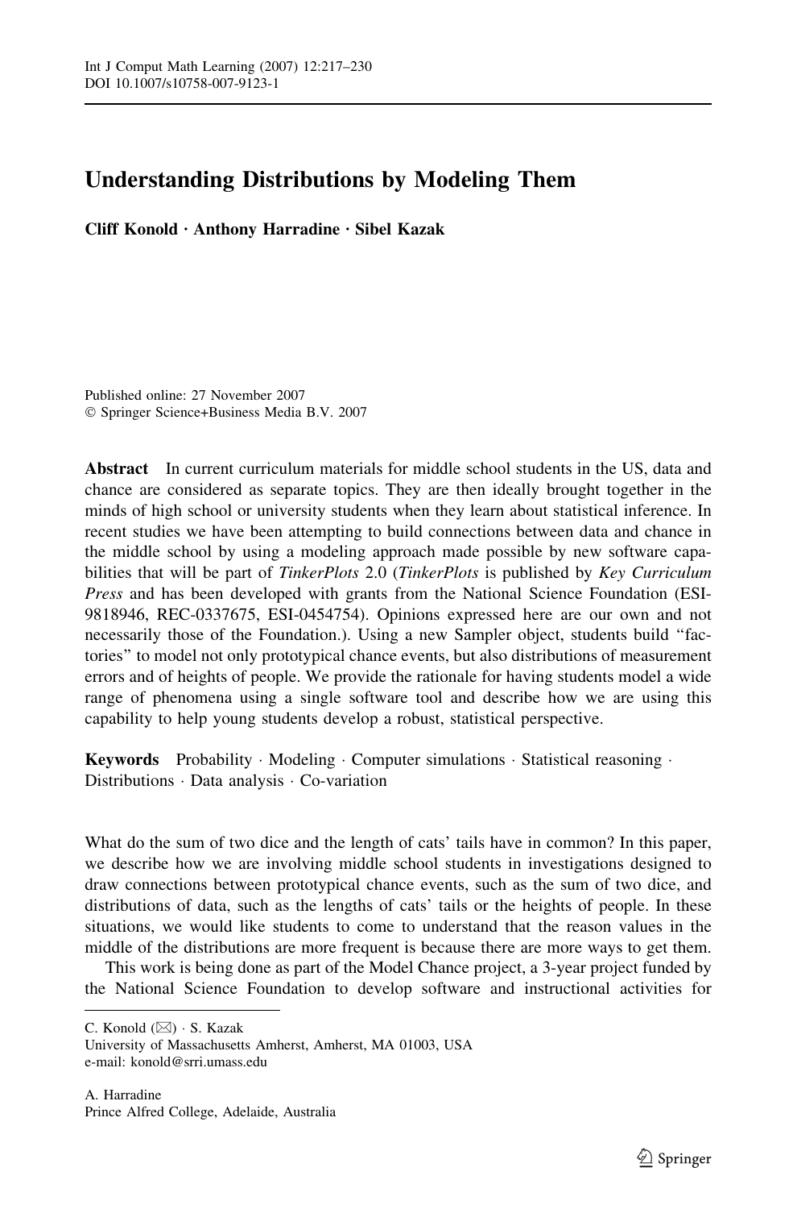# Understanding Distributions by Modeling Them

**Cliff Konold · Anthony Harradine · Sibel Kazak**

Published online: 27 November 2007
© Springer Science+Business Media B.V. 2007

**Abstract** In current curriculum materials for middle school students in the US, data and chance are considered as separate topics. They are then ideally brought together in the minds of high school or university students when they learn about statistical inference. In recent studies we have been attempting to build connections between data and chance in the middle school by using a modeling approach made possible by new software capabilities that will be part of *TinkerPlots* 2.0 (*TinkerPlots* is published by *Key Curriculum Press* and has been developed with grants from the National Science Foundation (ESI-9818946, REC-0337675, ESI-0454754). Opinions expressed here are our own and not necessarily those of the Foundation.). Using a new Sampler object, students build "factories" to model not only prototypical chance events, but also distributions of measurement errors and of heights of people. We provide the rationale for having students model a wide range of phenomena using a single software tool and describe how we are using this capability to help young students develop a robust, statistical perspective.

**Keywords** Probability · Modeling · Computer simulations · Statistical reasoning · Distributions · Data analysis · Co-variation

What do the sum of two dice and the length of cats' tails have in common? In this paper, we describe how we are involving middle school students in investigations designed to draw connections between prototypical chance events, such as the sum of two dice, and distributions of data, such as the lengths of cats' tails or the heights of people. In these situations, we would like students to come to understand that the reason values in the middle of the distributions are more frequent is because there are more ways to get them.

This work is being done as part of the Model Chance project, a 3-year project funded by the National Science Foundation to develop software and instructional activities for

---

C. Konold (✉) · S. Kazak
University of Massachusetts Amherst, Amherst, MA 01003, USA
e-mail: konold@srri.umass.edu

A. Harradine
Prince Alfred College, Adelaide, Australia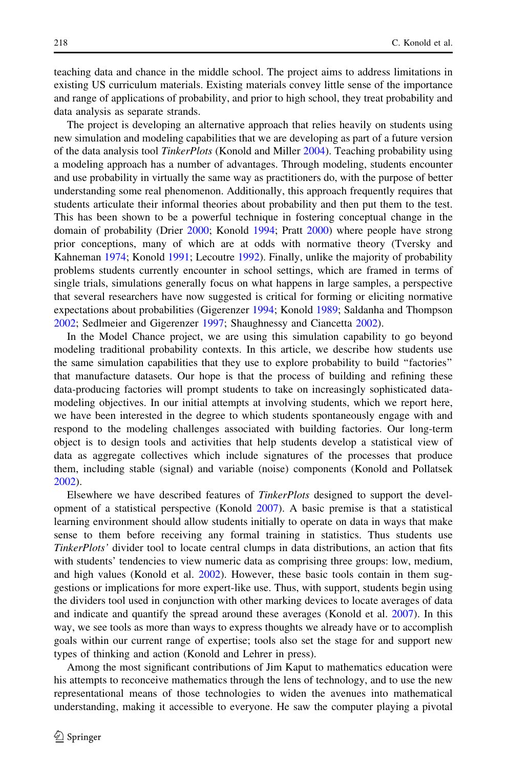teaching data and chance in the middle school. The project aims to address limitations in existing US curriculum materials. Existing materials convey little sense of the importance and range of applications of probability, and prior to high school, they treat probability and data analysis as separate strands.

The project is developing an alternative approach that relies heavily on students using new simulation and modeling capabilities that we are developing as part of a future version of the data analysis tool *TinkerPlots* (Konold and Miller 2004). Teaching probability using a modeling approach has a number of advantages. Through modeling, students encounter and use probability in virtually the same way as practitioners do, with the purpose of better understanding some real phenomenon. Additionally, this approach frequently requires that students articulate their informal theories about probability and then put them to the test. This has been shown to be a powerful technique in fostering conceptual change in the domain of probability (Drier 2000; Konold 1994; Pratt 2000) where people have strong prior conceptions, many of which are at odds with normative theory (Tversky and Kahneman 1974; Konold 1991; Lecoutre 1992). Finally, unlike the majority of probability problems students currently encounter in school settings, which are framed in terms of single trials, simulations generally focus on what happens in large samples, a perspective that several researchers have now suggested is critical for forming or eliciting normative expectations about probabilities (Gigerenzer 1994; Konold 1989; Saldanha and Thompson 2002; Sedlmeier and Gigerenzer 1997; Shaughnessy and Ciancetta 2002).

In the Model Chance project, we are using this simulation capability to go beyond modeling traditional probability contexts. In this article, we describe how students use the same simulation capabilities that they use to explore probability to build "factories" that manufacture datasets. Our hope is that the process of building and refining these data-producing factories will prompt students to take on increasingly sophisticated data-modeling objectives. In our initial attempts at involving students, which we report here, we have been interested in the degree to which students spontaneously engage with and respond to the modeling challenges associated with building factories. Our long-term object is to design tools and activities that help students develop a statistical view of data as aggregate collectives which include signatures of the processes that produce them, including stable (signal) and variable (noise) components (Konold and Pollatsek 2002).

Elsewhere we have described features of *TinkerPlots* designed to support the development of a statistical perspective (Konold 2007). A basic premise is that a statistical learning environment should allow students initially to operate on data in ways that make sense to them before receiving any formal training in statistics. Thus students use *TinkerPlots'* divider tool to locate central clumps in data distributions, an action that fits with students' tendencies to view numeric data as comprising three groups: low, medium, and high values (Konold et al. 2002). However, these basic tools contain in them suggestions or implications for more expert-like use. Thus, with support, students begin using the dividers tool used in conjunction with other marking devices to locate averages of data and indicate and quantify the spread around these averages (Konold et al. 2007). In this way, we see tools as more than ways to express thoughts we already have or to accomplish goals within our current range of expertise; tools also set the stage for and support new types of thinking and action (Konold and Lehrer in press).

Among the most significant contributions of Jim Kaput to mathematics education were his attempts to reconceive mathematics through the lens of technology, and to use the new representational means of those technologies to widen the avenues into mathematical understanding, making it accessible to everyone. He saw the computer playing a pivotal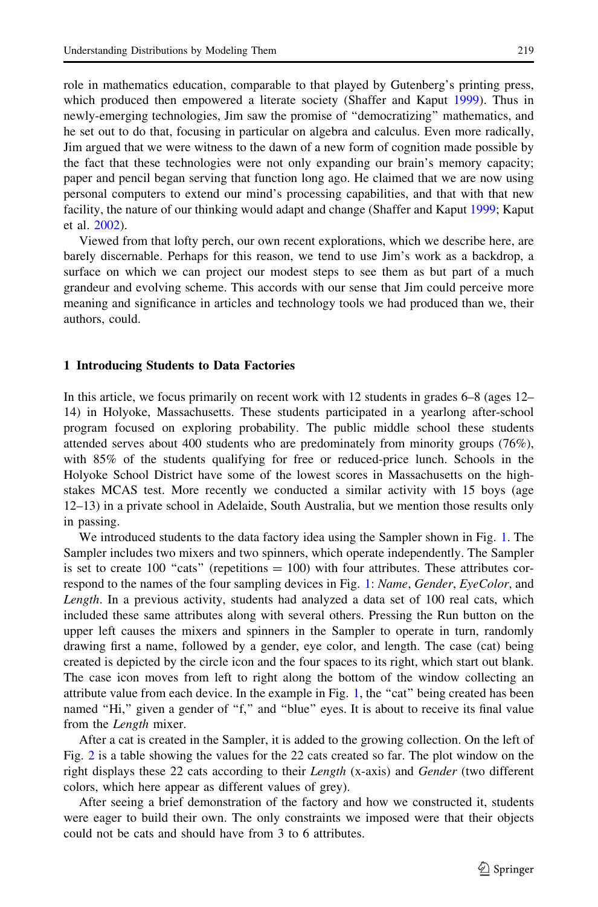role in mathematics education, comparable to that played by Gutenberg's printing press, which produced then empowered a literate society (Shaffer and Kaput 1999). Thus in newly-emerging technologies, Jim saw the promise of "democratizing" mathematics, and he set out to do that, focusing in particular on algebra and calculus. Even more radically, Jim argued that we were witness to the dawn of a new form of cognition made possible by the fact that these technologies were not only expanding our brain's memory capacity; paper and pencil began serving that function long ago. He claimed that we are now using personal computers to extend our mind's processing capabilities, and that with that new facility, the nature of our thinking would adapt and change (Shaffer and Kaput 1999; Kaput et al. 2002).

Viewed from that lofty perch, our own recent explorations, which we describe here, are barely discernable. Perhaps for this reason, we tend to use Jim's work as a backdrop, a surface on which we can project our modest steps to see them as but part of a much grandeur and evolving scheme. This accords with our sense that Jim could perceive more meaning and significance in articles and technology tools we had produced than we, their authors, could.

## 1 Introducing Students to Data Factories

In this article, we focus primarily on recent work with 12 students in grades 6–8 (ages 12–14) in Holyoke, Massachusetts. These students participated in a yearlong after-school program focused on exploring probability. The public middle school these students attended serves about 400 students who are predominately from minority groups (76%), with 85% of the students qualifying for free or reduced-price lunch. Schools in the Holyoke School District have some of the lowest scores in Massachusetts on the high-stakes MCAS test. More recently we conducted a similar activity with 15 boys (age 12–13) in a private school in Adelaide, South Australia, but we mention those results only in passing.

We introduced students to the data factory idea using the Sampler shown in Fig. 1. The Sampler includes two mixers and two spinners, which operate independently. The Sampler is set to create 100 "cats" (repetitions = 100) with four attributes. These attributes correspond to the names of the four sampling devices in Fig. 1: *Name*, *Gender*, *EyeColor*, and *Length*. In a previous activity, students had analyzed a data set of 100 real cats, which included these same attributes along with several others. Pressing the Run button on the upper left causes the mixers and spinners in the Sampler to operate in turn, randomly drawing first a name, followed by a gender, eye color, and length. The case (cat) being created is depicted by the circle icon and the four spaces to its right, which start out blank. The case icon moves from left to right along the bottom of the window collecting an attribute value from each device. In the example in Fig. 1, the "cat" being created has been named "Hi," given a gender of "f," and "blue" eyes. It is about to receive its final value from the *Length* mixer.

After a cat is created in the Sampler, it is added to the growing collection. On the left of Fig. 2 is a table showing the values for the 22 cats created so far. The plot window on the right displays these 22 cats according to their *Length* (x-axis) and *Gender* (two different colors, which here appear as different values of grey).

After seeing a brief demonstration of the factory and how we constructed it, students were eager to build their own. The only constraints we imposed were that their objects could not be cats and should have from 3 to 6 attributes.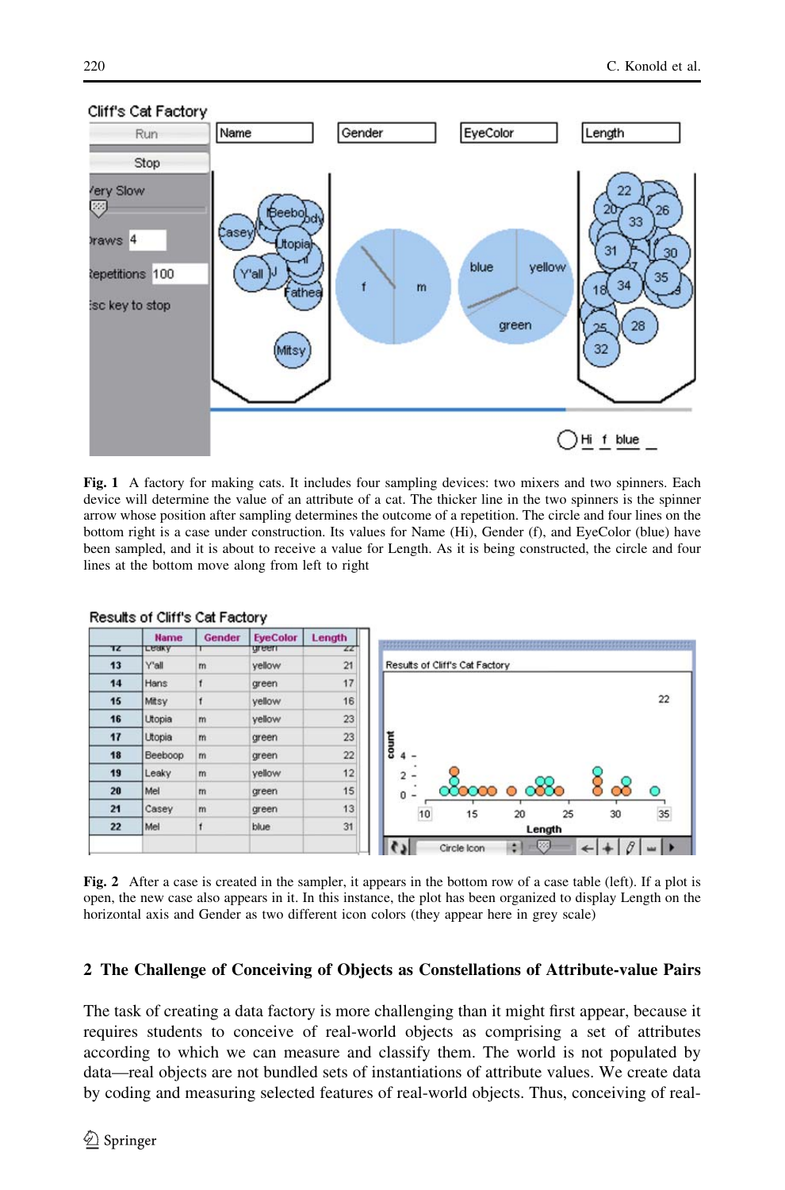**Fig. 1** A factory for making cats. It includes four sampling devices: two mixers and two spinners. Each device will determine the value of an attribute of a cat. The thicker line in the two spinners is the spinner arrow whose position after sampling determines the outcome of a repetition. The circle and four lines on the bottom right is a case under construction. Its values for Name (Hi), Gender (f), and EyeColor (blue) have been sampled, and it is about to receive a value for Length. As it is being constructed, the circle and four lines at the bottom move along from left to right

**Fig. 2** After a case is created in the sampler, it appears in the bottom row of a case table (left). If a plot is open, the new case also appears in it. In this instance, the plot has been organized to display Length on the horizontal axis and Gender as two different icon colors (they appear here in grey scale)

## 2 The Challenge of Conceiving of Objects as Constellations of Attribute-value Pairs

The task of creating a data factory is more challenging than it might first appear, because it requires students to conceive of real-world objects as comprising a set of attributes according to which we can measure and classify them. The world is not populated by data—real objects are not bundled sets of instantiations of attribute values. We create data by coding and measuring selected features of real-world objects. Thus, conceiving of real-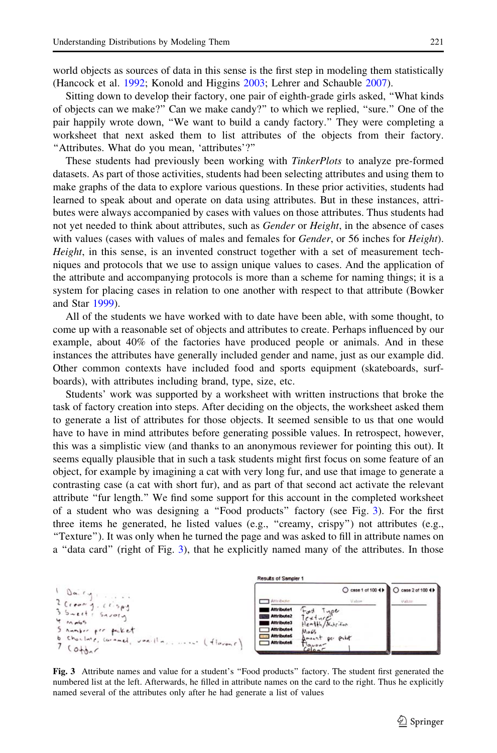world objects as sources of data in this sense is the first step in modeling them statistically (Hancock et al. 1992; Konold and Higgins 2003; Lehrer and Schauble 2007).

Sitting down to develop their factory, one pair of eighth-grade girls asked, “What kinds of objects can we make?” Can we make candy?” to which we replied, “sure.” One of the pair happily wrote down, “We want to build a candy factory.” They were completing a worksheet that next asked them to list attributes of the objects from their factory. “Attributes. What do you mean, ‘attributes’?”

These students had previously been working with *TinkerPlots* to analyze pre-formed datasets. As part of those activities, students had been selecting attributes and using them to make graphs of the data to explore various questions. In these prior activities, students had learned to speak about and operate on data using attributes. But in these instances, attributes were always accompanied by cases with values on those attributes. Thus students had not yet needed to think about attributes, such as *Gender* or *Height*, in the absence of cases with values (cases with values of males and females for *Gender*, or 56 inches for *Height*). *Height*, in this sense, is an invented construct together with a set of measurement techniques and protocols that we use to assign unique values to cases. And the application of the attribute and accompanying protocols is more than a scheme for naming things; it is a system for placing cases in relation to one another with respect to that attribute (Bowker and Star 1999).

All of the students we have worked with to date have been able, with some thought, to come up with a reasonable set of objects and attributes to create. Perhaps influenced by our example, about 40% of the factories have produced people or animals. And in these instances the attributes have generally included gender and name, just as our example did. Other common contexts have included food and sports equipment (skateboards, surfboards), with attributes including brand, type, size, etc.

Students’ work was supported by a worksheet with written instructions that broke the task of factory creation into steps. After deciding on the objects, the worksheet asked them to generate a list of attributes for those objects. It seemed sensible to us that one would have to have in mind attributes before generating possible values. In retrospect, however, this was a simplistic view (and thanks to an anonymous reviewer for pointing this out). It seems equally plausible that in such a task students might first focus on some feature of an object, for example by imagining a cat with very long fur, and use that image to generate a contrasting case (a cat with short fur), and as part of that second act activate the relevant attribute “fur length.” We find some support for this account in the completed worksheet of a student who was designing a “Food products” factory (see Fig. 3). For the first three items he generated, he listed values (e.g., “creamy, crispy”) not attributes (e.g., “Texture”). It was only when he turned the page and was asked to fill in attribute names on a “data card” (right of Fig. 3), that he explicitly named many of the attributes. In those

1 Dairy
2 Creamy, crispy
3 Sweet, Savory
4 mass
5 Number per packet
6 Chocolate, caramel, vanilla, ...... (flavor)
7 Colour

Results of Sampler 1

case 1 of 100 | case 2 of 100

Attribute | Value

Attribute1 Food Type
Attribute2 Texture
Attribute3 Health/Nutrition
Attribute4 Mass
Attribute5 Amount per packet
Attribute6 Flavour
Colour

**Fig. 3** Attribute names and value for a student’s “Food products” factory. The student first generated the numbered list at the left. Afterwards, he filled in attribute names on the card to the right. Thus he explicitly named several of the attributes only after he had generate a list of values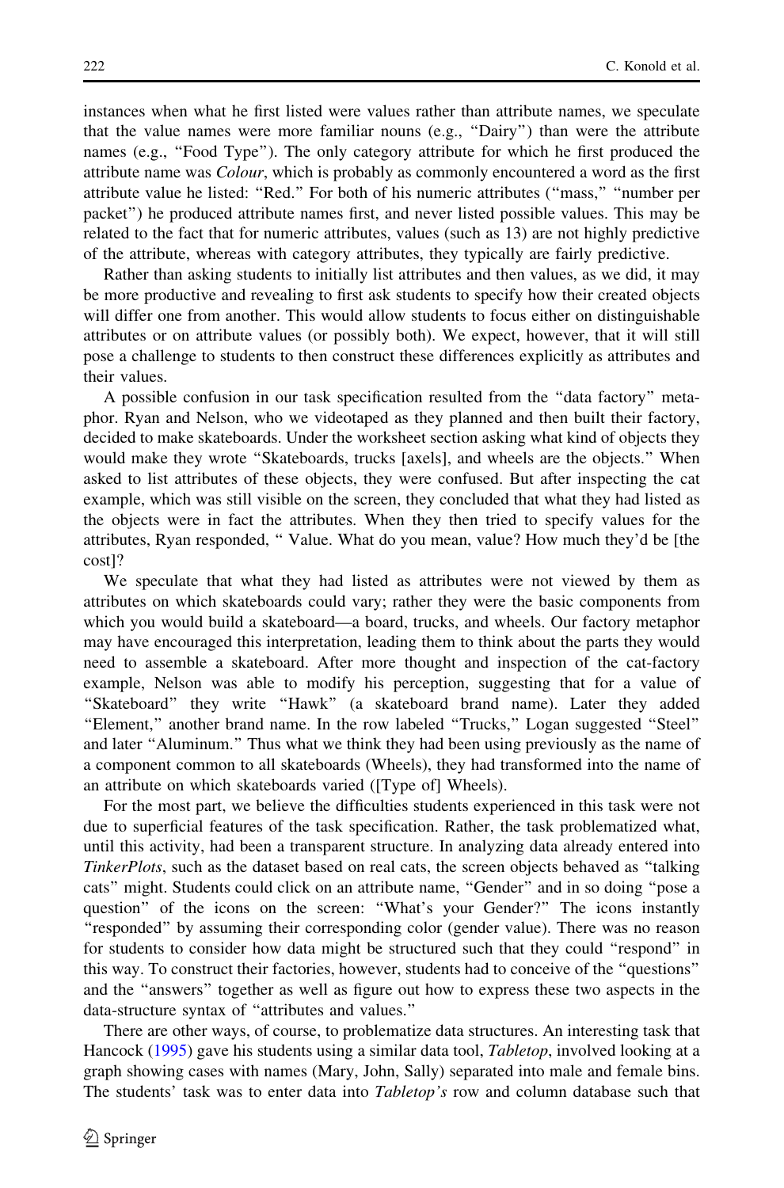instances when what he first listed were values rather than attribute names, we speculate that the value names were more familiar nouns (e.g., "Dairy") than were the attribute names (e.g., "Food Type"). The only category attribute for which he first produced the attribute name was *Colour*, which is probably as commonly encountered a word as the first attribute value he listed: "Red." For both of his numeric attributes ("mass," "number per packet") he produced attribute names first, and never listed possible values. This may be related to the fact that for numeric attributes, values (such as 13) are not highly predictive of the attribute, whereas with category attributes, they typically are fairly predictive.

Rather than asking students to initially list attributes and then values, as we did, it may be more productive and revealing to first ask students to specify how their created objects will differ one from another. This would allow students to focus either on distinguishable attributes or on attribute values (or possibly both). We expect, however, that it will still pose a challenge to students to then construct these differences explicitly as attributes and their values.

A possible confusion in our task specification resulted from the "data factory" metaphor. Ryan and Nelson, who we videotaped as they planned and then built their factory, decided to make skateboards. Under the worksheet section asking what kind of objects they would make they wrote "Skateboards, trucks [axels], and wheels are the objects." When asked to list attributes of these objects, they were confused. But after inspecting the cat example, which was still visible on the screen, they concluded that what they had listed as the objects were in fact the attributes. When they then tried to specify values for the attributes, Ryan responded, " Value. What do you mean, value? How much they'd be [the cost]?

We speculate that what they had listed as attributes were not viewed by them as attributes on which skateboards could vary; rather they were the basic components from which you would build a skateboard—a board, trucks, and wheels. Our factory metaphor may have encouraged this interpretation, leading them to think about the parts they would need to assemble a skateboard. After more thought and inspection of the cat-factory example, Nelson was able to modify his perception, suggesting that for a value of "Skateboard" they write "Hawk" (a skateboard brand name). Later they added "Element," another brand name. In the row labeled "Trucks," Logan suggested "Steel" and later "Aluminum." Thus what we think they had been using previously as the name of a component common to all skateboards (Wheels), they had transformed into the name of an attribute on which skateboards varied ([Type of] Wheels).

For the most part, we believe the difficulties students experienced in this task were not due to superficial features of the task specification. Rather, the task problematized what, until this activity, had been a transparent structure. In analyzing data already entered into *TinkerPlots*, such as the dataset based on real cats, the screen objects behaved as "talking cats" might. Students could click on an attribute name, "Gender" and in so doing "pose a question" of the icons on the screen: "What's your Gender?" The icons instantly "responded" by assuming their corresponding color (gender value). There was no reason for students to consider how data might be structured such that they could "respond" in this way. To construct their factories, however, students had to conceive of the "questions" and the "answers" together as well as figure out how to express these two aspects in the data-structure syntax of "attributes and values."

There are other ways, of course, to problematize data structures. An interesting task that Hancock (1995) gave his students using a similar data tool, *Tabletop*, involved looking at a graph showing cases with names (Mary, John, Sally) separated into male and female bins. The students' task was to enter data into *Tabletop's* row and column database such that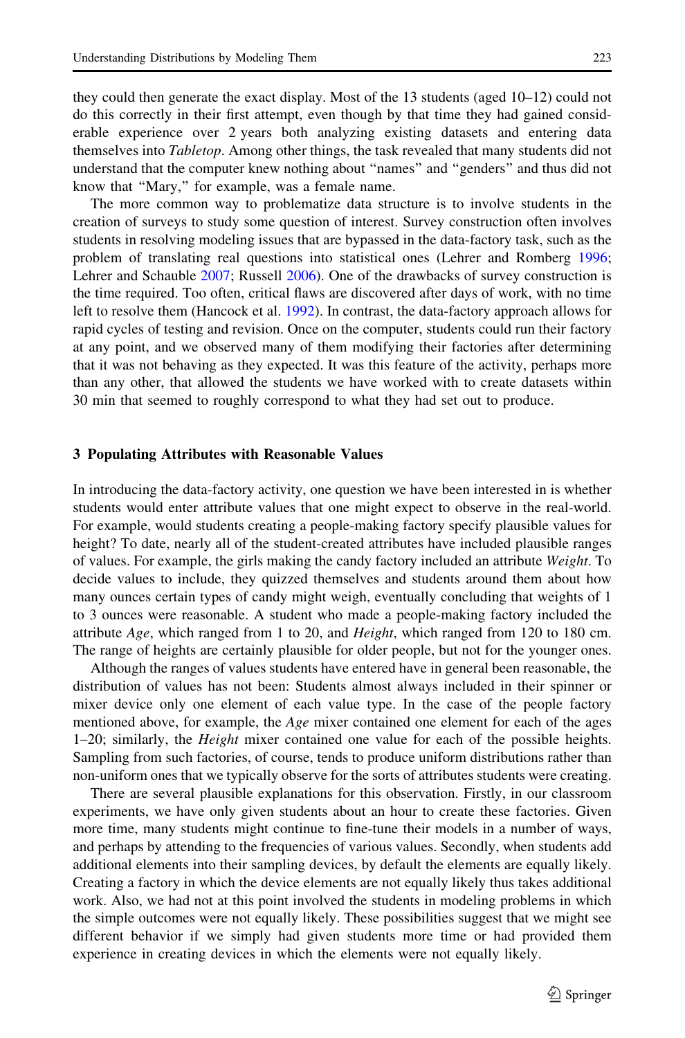they could then generate the exact display. Most of the 13 students (aged 10–12) could not do this correctly in their first attempt, even though by that time they had gained considerable experience over 2 years both analyzing existing datasets and entering data themselves into *Tabletop*. Among other things, the task revealed that many students did not understand that the computer knew nothing about "names" and "genders" and thus did not know that "Mary," for example, was a female name.

The more common way to problematize data structure is to involve students in the creation of surveys to study some question of interest. Survey construction often involves students in resolving modeling issues that are bypassed in the data-factory task, such as the problem of translating real questions into statistical ones (Lehrer and Romberg 1996; Lehrer and Schauble 2007; Russell 2006). One of the drawbacks of survey construction is the time required. Too often, critical flaws are discovered after days of work, with no time left to resolve them (Hancock et al. 1992). In contrast, the data-factory approach allows for rapid cycles of testing and revision. Once on the computer, students could run their factory at any point, and we observed many of them modifying their factories after determining that it was not behaving as they expected. It was this feature of the activity, perhaps more than any other, that allowed the students we have worked with to create datasets within 30 min that seemed to roughly correspond to what they had set out to produce.

## 3 Populating Attributes with Reasonable Values

In introducing the data-factory activity, one question we have been interested in is whether students would enter attribute values that one might expect to observe in the real-world. For example, would students creating a people-making factory specify plausible values for height? To date, nearly all of the student-created attributes have included plausible ranges of values. For example, the girls making the candy factory included an attribute *Weight*. To decide values to include, they quizzed themselves and students around them about how many ounces certain types of candy might weigh, eventually concluding that weights of 1 to 3 ounces were reasonable. A student who made a people-making factory included the attribute *Age*, which ranged from 1 to 20, and *Height*, which ranged from 120 to 180 cm. The range of heights are certainly plausible for older people, but not for the younger ones.

Although the ranges of values students have entered have in general been reasonable, the distribution of values has not been: Students almost always included in their spinner or mixer device only one element of each value type. In the case of the people factory mentioned above, for example, the *Age* mixer contained one element for each of the ages 1–20; similarly, the *Height* mixer contained one value for each of the possible heights. Sampling from such factories, of course, tends to produce uniform distributions rather than non-uniform ones that we typically observe for the sorts of attributes students were creating.

There are several plausible explanations for this observation. Firstly, in our classroom experiments, we have only given students about an hour to create these factories. Given more time, many students might continue to fine-tune their models in a number of ways, and perhaps by attending to the frequencies of various values. Secondly, when students add additional elements into their sampling devices, by default the elements are equally likely. Creating a factory in which the device elements are not equally likely thus takes additional work. Also, we had not at this point involved the students in modeling problems in which the simple outcomes were not equally likely. These possibilities suggest that we might see different behavior if we simply had given students more time or had provided them experience in creating devices in which the elements were not equally likely.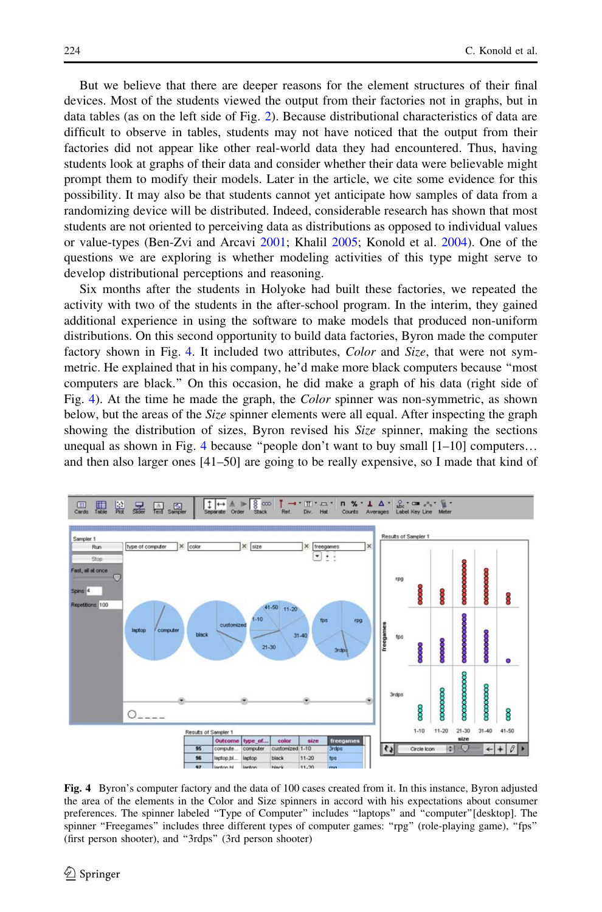But we believe that there are deeper reasons for the element structures of their final devices. Most of the students viewed the output from their factories not in graphs, but in data tables (as on the left side of Fig. 2). Because distributional characteristics of data are difficult to observe in tables, students may not have noticed that the output from their factories did not appear like other real-world data they had encountered. Thus, having students look at graphs of their data and consider whether their data were believable might prompt them to modify their models. Later in the article, we cite some evidence for this possibility. It may also be that students cannot yet anticipate how samples of data from a randomizing device will be distributed. Indeed, considerable research has shown that most students are not oriented to perceiving data as distributions as opposed to individual values or value-types (Ben-Zvi and Arcavi 2001; Khalil 2005; Konold et al. 2004). One of the questions we are exploring is whether modeling activities of this type might serve to develop distributional perceptions and reasoning.

Six months after the students in Holyoke had built these factories, we repeated the activity with two of the students in the after-school program. In the interim, they gained additional experience in using the software to make models that produced non-uniform distributions. On this second opportunity to build data factories, Byron made the computer factory shown in Fig. 4. It included two attributes, *Color* and *Size*, that were not symmetric. He explained that in his company, he'd make more black computers because "most computers are black." On this occasion, he did make a graph of his data (right side of Fig. 4). At the time he made the graph, the *Color* spinner was non-symmetric, as shown below, but the areas of the *Size* spinner elements were all equal. After inspecting the graph showing the distribution of sizes, Byron revised his *Size* spinner, making the sections unequal as shown in Fig. 4 because "people don't want to buy small [1–10] computers… and then also larger ones [41–50] are going to be really expensive, so I made that kind of

**Fig. 4** Byron's computer factory and the data of 100 cases created from it. In this instance, Byron adjusted the area of the elements in the Color and Size spinners in accord with his expectations about consumer preferences. The spinner labeled "Type of Computer" includes "laptops" and "computer"[desktop]. The spinner "Freegames" includes three different types of computer games: "rpg" (role-playing game), "fps" (first person shooter), and "3rdps" (3rd person shooter)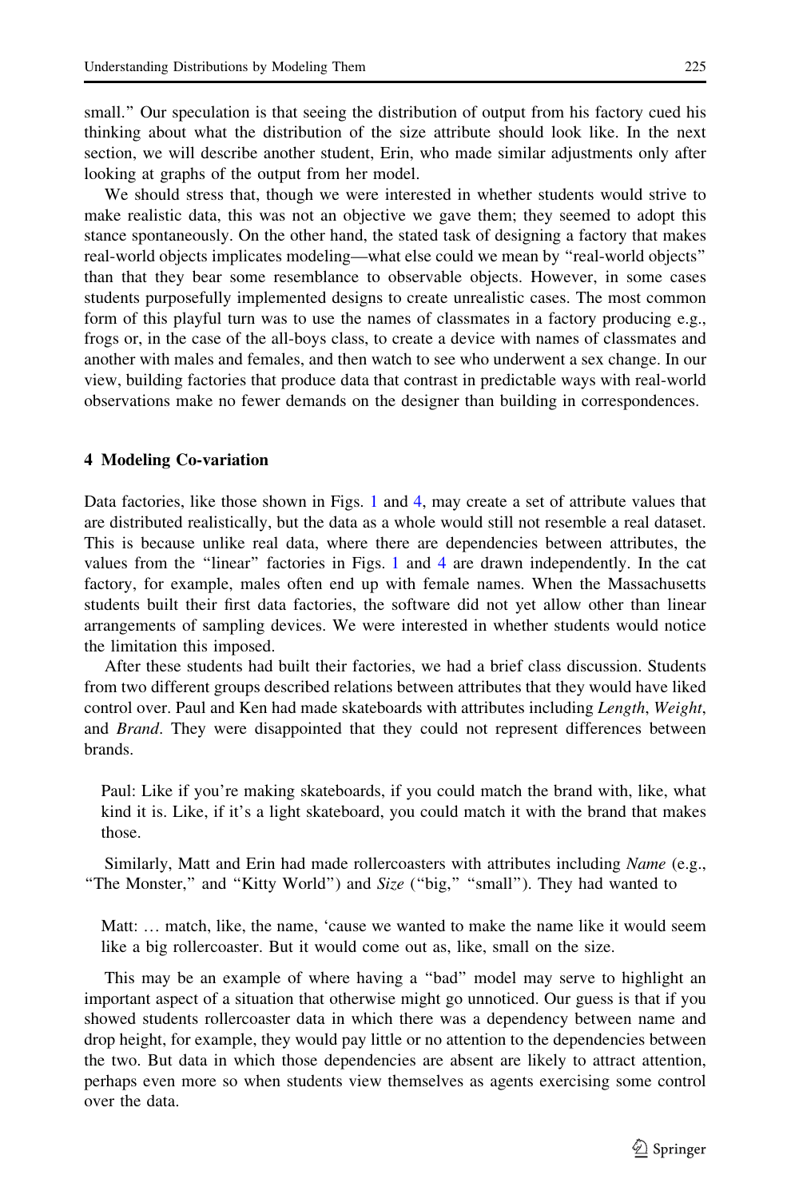small." Our speculation is that seeing the distribution of output from his factory cued his thinking about what the distribution of the size attribute should look like. In the next section, we will describe another student, Erin, who made similar adjustments only after looking at graphs of the output from her model.

We should stress that, though we were interested in whether students would strive to make realistic data, this was not an objective we gave them; they seemed to adopt this stance spontaneously. On the other hand, the stated task of designing a factory that makes real-world objects implicates modeling—what else could we mean by "real-world objects" than that they bear some resemblance to observable objects. However, in some cases students purposefully implemented designs to create unrealistic cases. The most common form of this playful turn was to use the names of classmates in a factory producing e.g., frogs or, in the case of the all-boys class, to create a device with names of classmates and another with males and females, and then watch to see who underwent a sex change. In our view, building factories that produce data that contrast in predictable ways with real-world observations make no fewer demands on the designer than building in correspondences.

## 4 Modeling Co-variation

Data factories, like those shown in Figs. 1 and 4, may create a set of attribute values that are distributed realistically, but the data as a whole would still not resemble a real dataset. This is because unlike real data, where there are dependencies between attributes, the values from the "linear" factories in Figs. 1 and 4 are drawn independently. In the cat factory, for example, males often end up with female names. When the Massachusetts students built their first data factories, the software did not yet allow other than linear arrangements of sampling devices. We were interested in whether students would notice the limitation this imposed.

After these students had built their factories, we had a brief class discussion. Students from two different groups described relations between attributes that they would have liked control over. Paul and Ken had made skateboards with attributes including *Length*, *Weight*, and *Brand*. They were disappointed that they could not represent differences between brands.

> Paul: Like if you're making skateboards, if you could match the brand with, like, what kind it is. Like, if it's a light skateboard, you could match it with the brand that makes those.

Similarly, Matt and Erin had made rollercoasters with attributes including *Name* (e.g., "The Monster," and "Kitty World") and *Size* ("big," "small"). They had wanted to

> Matt: … match, like, the name, 'cause we wanted to make the name like it would seem like a big rollercoaster. But it would come out as, like, small on the size.

This may be an example of where having a "bad" model may serve to highlight an important aspect of a situation that otherwise might go unnoticed. Our guess is that if you showed students rollercoaster data in which there was a dependency between name and drop height, for example, they would pay little or no attention to the dependencies between the two. But data in which those dependencies are absent are likely to attract attention, perhaps even more so when students view themselves as agents exercising some control over the data.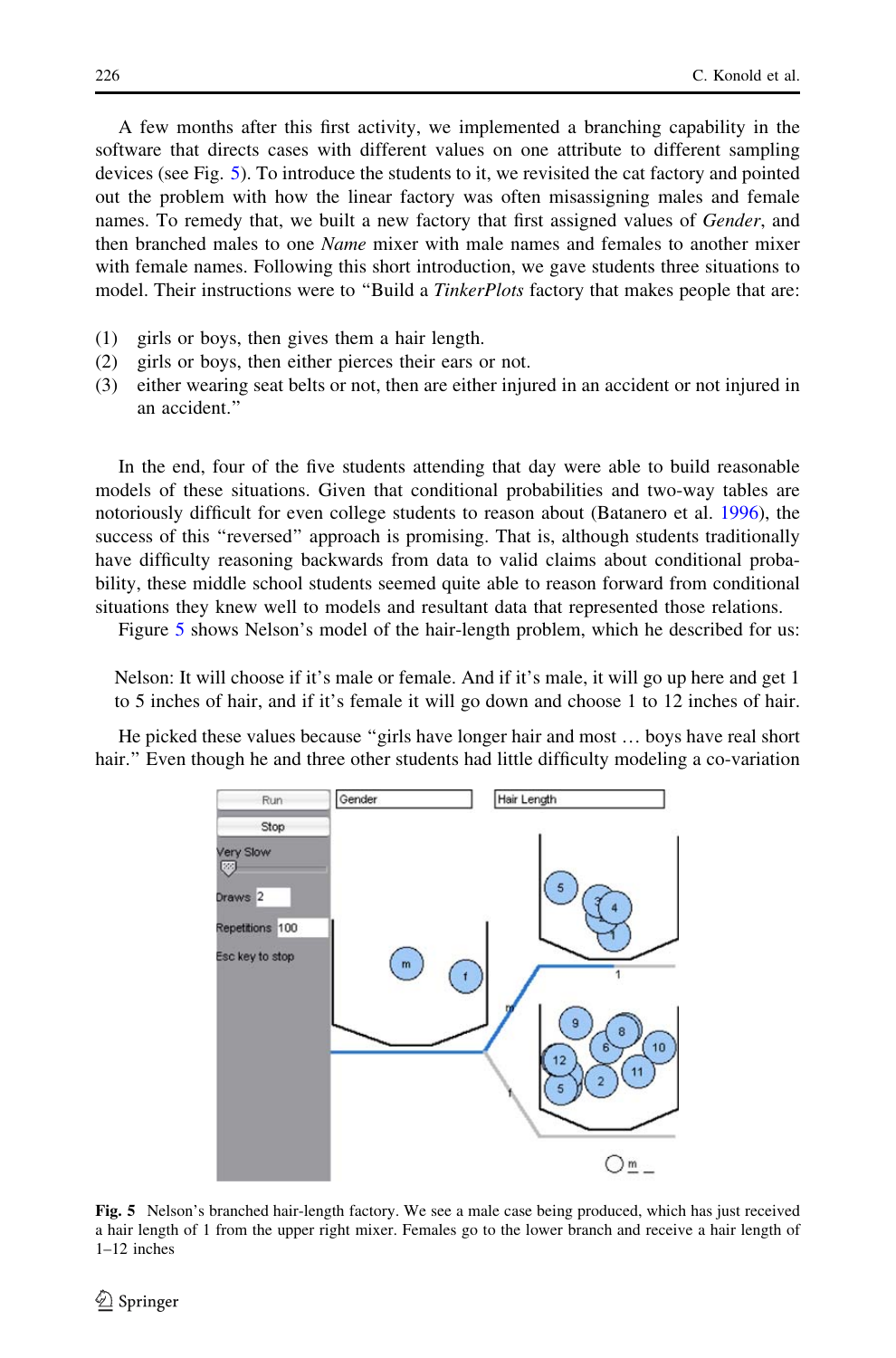A few months after this first activity, we implemented a branching capability in the software that directs cases with different values on one attribute to different sampling devices (see Fig. 5). To introduce the students to it, we revisited the cat factory and pointed out the problem with how the linear factory was often misassigning males and female names. To remedy that, we built a new factory that first assigned values of *Gender*, and then branched males to one *Name* mixer with male names and females to another mixer with female names. Following this short introduction, we gave students three situations to model. Their instructions were to "Build a *TinkerPlots* factory that makes people that are:

(1) girls or boys, then gives them a hair length.
(2) girls or boys, then either pierces their ears or not.
(3) either wearing seat belts or not, then are either injured in an accident or not injured in an accident."

In the end, four of the five students attending that day were able to build reasonable models of these situations. Given that conditional probabilities and two-way tables are notoriously difficult for even college students to reason about (Batanero et al. 1996), the success of this "reversed" approach is promising. That is, although students traditionally have difficulty reasoning backwards from data to valid claims about conditional probability, these middle school students seemed quite able to reason forward from conditional situations they knew well to models and resultant data that represented those relations.

Figure 5 shows Nelson's model of the hair-length problem, which he described for us:

> Nelson: It will choose if it's male or female. And if it's male, it will go up here and get 1 to 5 inches of hair, and if it's female it will go down and choose 1 to 12 inches of hair.

He picked these values because "girls have longer hair and most … boys have real short hair." Even though he and three other students had little difficulty modeling a co-variation

**Fig. 5** Nelson's branched hair-length factory. We see a male case being produced, which has just received a hair length of 1 from the upper right mixer. Females go to the lower branch and receive a hair length of 1–12 inches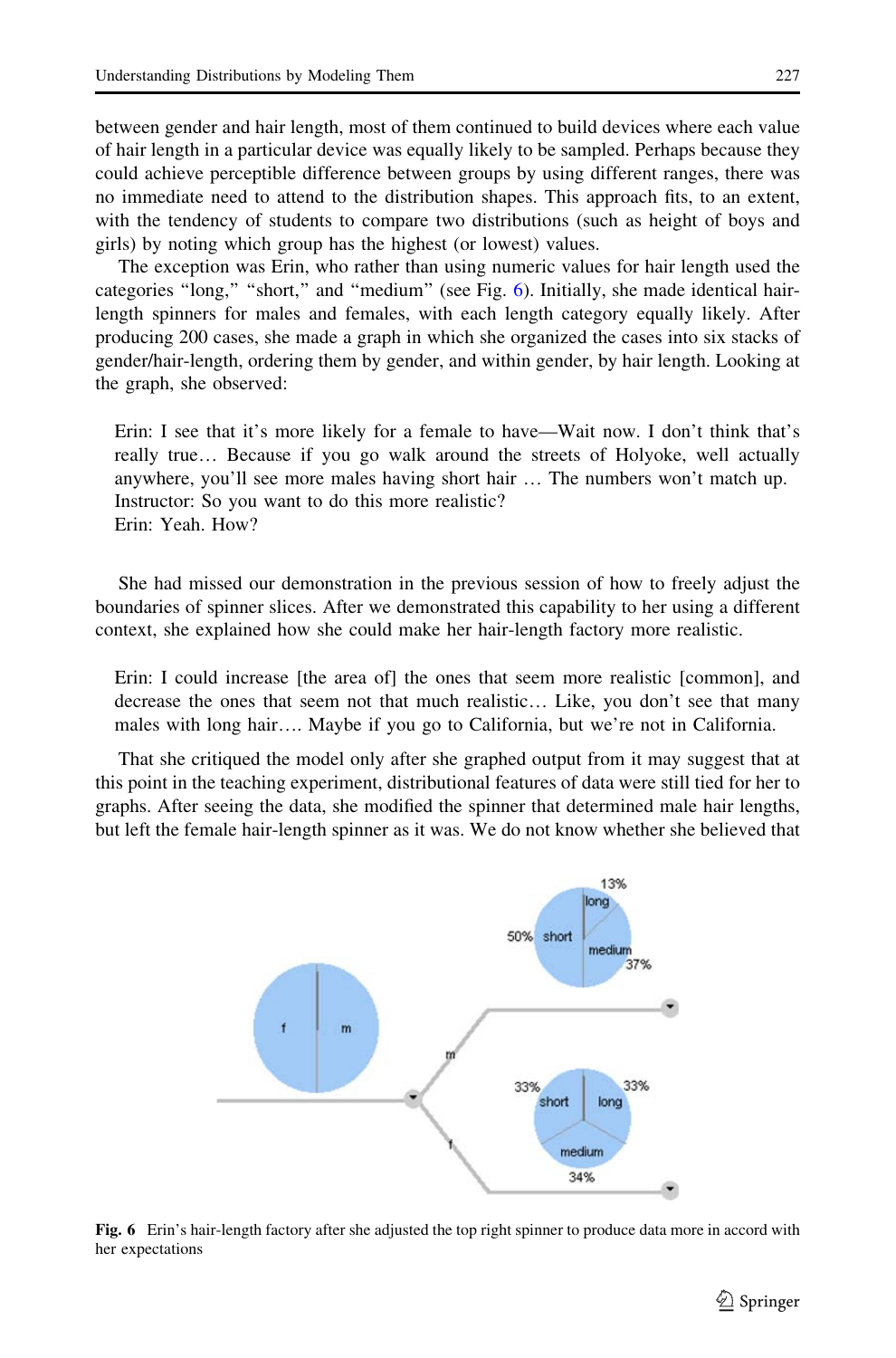between gender and hair length, most of them continued to build devices where each value of hair length in a particular device was equally likely to be sampled. Perhaps because they could achieve perceptible difference between groups by using different ranges, there was no immediate need to attend to the distribution shapes. This approach fits, to an extent, with the tendency of students to compare two distributions (such as height of boys and girls) by noting which group has the highest (or lowest) values.

The exception was Erin, who rather than using numeric values for hair length used the categories "long," "short," and "medium" (see Fig. 6). Initially, she made identical hair-length spinners for males and females, with each length category equally likely. After producing 200 cases, she made a graph in which she organized the cases into six stacks of gender/hair-length, ordering them by gender, and within gender, by hair length. Looking at the graph, she observed:

> Erin: I see that it's more likely for a female to have—Wait now. I don't think that's really true… Because if you go walk around the streets of Holyoke, well actually anywhere, you'll see more males having short hair … The numbers won't match up.
> Instructor: So you want to do this more realistic?
> Erin: Yeah. How?

She had missed our demonstration in the previous session of how to freely adjust the boundaries of spinner slices. After we demonstrated this capability to her using a different context, she explained how she could make her hair-length factory more realistic.

> Erin: I could increase [the area of] the ones that seem more realistic [common], and decrease the ones that seem not that much realistic… Like, you don't see that many males with long hair…. Maybe if you go to California, but we're not in California.

That she critiqued the model only after she graphed output from it may suggest that at this point in the teaching experiment, distributional features of data were still tied for her to graphs. After seeing the data, she modified the spinner that determined male hair lengths, but left the female hair-length spinner as it was. We do not know whether she believed that

**Fig. 6** Erin's hair-length factory after she adjusted the top right spinner to produce data more in accord with her expectations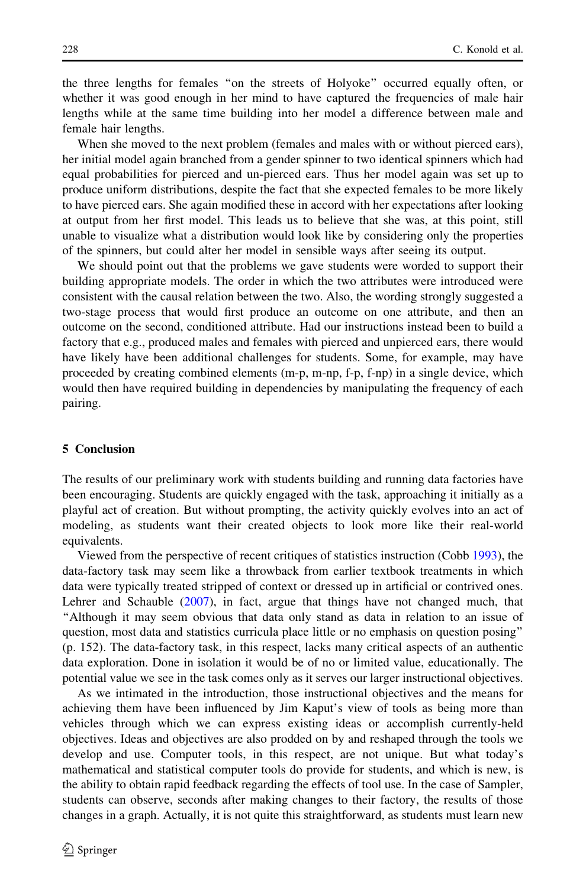the three lengths for females "on the streets of Holyoke" occurred equally often, or whether it was good enough in her mind to have captured the frequencies of male hair lengths while at the same time building into her model a difference between male and female hair lengths.

When she moved to the next problem (females and males with or without pierced ears), her initial model again branched from a gender spinner to two identical spinners which had equal probabilities for pierced and un-pierced ears. Thus her model again was set up to produce uniform distributions, despite the fact that she expected females to be more likely to have pierced ears. She again modified these in accord with her expectations after looking at output from her first model. This leads us to believe that she was, at this point, still unable to visualize what a distribution would look like by considering only the properties of the spinners, but could alter her model in sensible ways after seeing its output.

We should point out that the problems we gave students were worded to support their building appropriate models. The order in which the two attributes were introduced were consistent with the causal relation between the two. Also, the wording strongly suggested a two-stage process that would first produce an outcome on one attribute, and then an outcome on the second, conditioned attribute. Had our instructions instead been to build a factory that e.g., produced males and females with pierced and unpierced ears, there would have likely have been additional challenges for students. Some, for example, may have proceeded by creating combined elements (m-p, m-np, f-p, f-np) in a single device, which would then have required building in dependencies by manipulating the frequency of each pairing.

## 5 Conclusion

The results of our preliminary work with students building and running data factories have been encouraging. Students are quickly engaged with the task, approaching it initially as a playful act of creation. But without prompting, the activity quickly evolves into an act of modeling, as students want their created objects to look more like their real-world equivalents.

Viewed from the perspective of recent critiques of statistics instruction (Cobb 1993), the data-factory task may seem like a throwback from earlier textbook treatments in which data were typically treated stripped of context or dressed up in artificial or contrived ones. Lehrer and Schauble (2007), in fact, argue that things have not changed much, that "Although it may seem obvious that data only stand as data in relation to an issue of question, most data and statistics curricula place little or no emphasis on question posing" (p. 152). The data-factory task, in this respect, lacks many critical aspects of an authentic data exploration. Done in isolation it would be of no or limited value, educationally. The potential value we see in the task comes only as it serves our larger instructional objectives.

As we intimated in the introduction, those instructional objectives and the means for achieving them have been influenced by Jim Kaput's view of tools as being more than vehicles through which we can express existing ideas or accomplish currently-held objectives. Ideas and objectives are also prodded on by and reshaped through the tools we develop and use. Computer tools, in this respect, are not unique. But what today's mathematical and statistical computer tools do provide for students, and which is new, is the ability to obtain rapid feedback regarding the effects of tool use. In the case of Sampler, students can observe, seconds after making changes to their factory, the results of those changes in a graph. Actually, it is not quite this straightforward, as students must learn new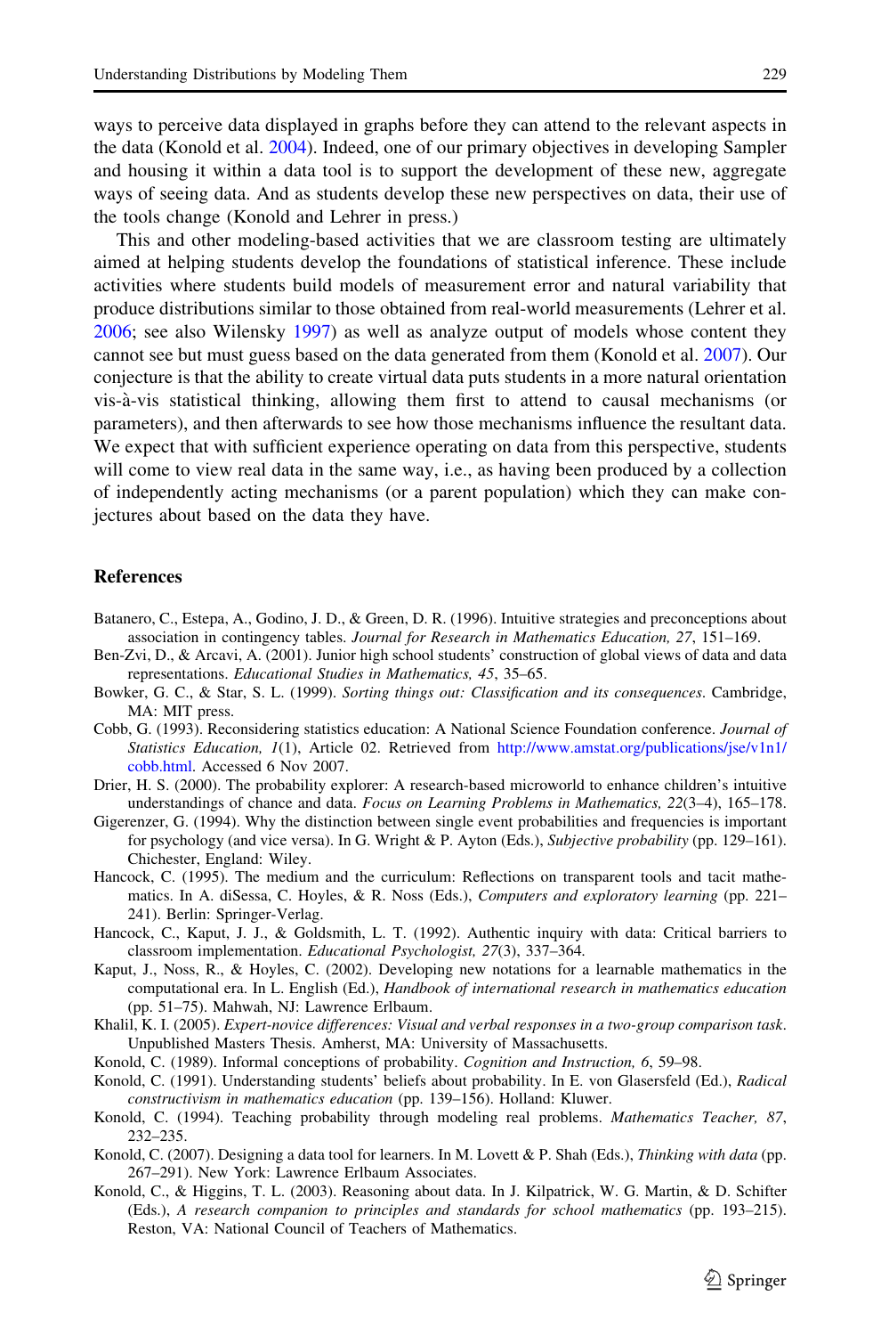ways to perceive data displayed in graphs before they can attend to the relevant aspects in the data (Konold et al. 2004). Indeed, one of our primary objectives in developing Sampler and housing it within a data tool is to support the development of these new, aggregate ways of seeing data. And as students develop these new perspectives on data, their use of the tools change (Konold and Lehrer in press.)

This and other modeling-based activities that we are classroom testing are ultimately aimed at helping students develop the foundations of statistical inference. These include activities where students build models of measurement error and natural variability that produce distributions similar to those obtained from real-world measurements (Lehrer et al. 2006; see also Wilensky 1997) as well as analyze output of models whose content they cannot see but must guess based on the data generated from them (Konold et al. 2007). Our conjecture is that the ability to create virtual data puts students in a more natural orientation vis-à-vis statistical thinking, allowing them first to attend to causal mechanisms (or parameters), and then afterwards to see how those mechanisms influence the resultant data. We expect that with sufficient experience operating on data from this perspective, students will come to view real data in the same way, i.e., as having been produced by a collection of independently acting mechanisms (or a parent population) which they can make conjectures about based on the data they have.

## References

Batanero, C., Estepa, A., Godino, J. D., & Green, D. R. (1996). Intuitive strategies and preconceptions about association in contingency tables. *Journal for Research in Mathematics Education, 27*, 151–169.

Ben-Zvi, D., & Arcavi, A. (2001). Junior high school students' construction of global views of data and data representations. *Educational Studies in Mathematics, 45*, 35–65.

Bowker, G. C., & Star, S. L. (1999). *Sorting things out: Classification and its consequences*. Cambridge, MA: MIT press.

Cobb, G. (1993). Reconsidering statistics education: A National Science Foundation conference. *Journal of Statistics Education, 1*(1), Article 02. Retrieved from http://www.amstat.org/publications/jse/v1n1/cobb.html. Accessed 6 Nov 2007.

Drier, H. S. (2000). The probability explorer: A research-based microworld to enhance children's intuitive understandings of chance and data. *Focus on Learning Problems in Mathematics, 22*(3–4), 165–178.

Gigerenzer, G. (1994). Why the distinction between single event probabilities and frequencies is important for psychology (and vice versa). In G. Wright & P. Ayton (Eds.), *Subjective probability* (pp. 129–161). Chichester, England: Wiley.

Hancock, C. (1995). The medium and the curriculum: Reflections on transparent tools and tacit mathematics. In A. diSessa, C. Hoyles, & R. Noss (Eds.), *Computers and exploratory learning* (pp. 221–241). Berlin: Springer-Verlag.

Hancock, C., Kaput, J. J., & Goldsmith, L. T. (1992). Authentic inquiry with data: Critical barriers to classroom implementation. *Educational Psychologist, 27*(3), 337–364.

Kaput, J., Noss, R., & Hoyles, C. (2002). Developing new notations for a learnable mathematics in the computational era. In L. English (Ed.), *Handbook of international research in mathematics education* (pp. 51–75). Mahwah, NJ: Lawrence Erlbaum.

Khalil, K. I. (2005). *Expert-novice differences: Visual and verbal responses in a two-group comparison task*. Unpublished Masters Thesis. Amherst, MA: University of Massachusetts.

Konold, C. (1989). Informal conceptions of probability. *Cognition and Instruction, 6*, 59–98.

Konold, C. (1991). Understanding students' beliefs about probability. In E. von Glasersfeld (Ed.), *Radical constructivism in mathematics education* (pp. 139–156). Holland: Kluwer.

Konold, C. (1994). Teaching probability through modeling real problems. *Mathematics Teacher, 87*, 232–235.

Konold, C. (2007). Designing a data tool for learners. In M. Lovett & P. Shah (Eds.), *Thinking with data* (pp. 267–291). New York: Lawrence Erlbaum Associates.

Konold, C., & Higgins, T. L. (2003). Reasoning about data. In J. Kilpatrick, W. G. Martin, & D. Schifter (Eds.), *A research companion to principles and standards for school mathematics* (pp. 193–215). Reston, VA: National Council of Teachers of Mathematics.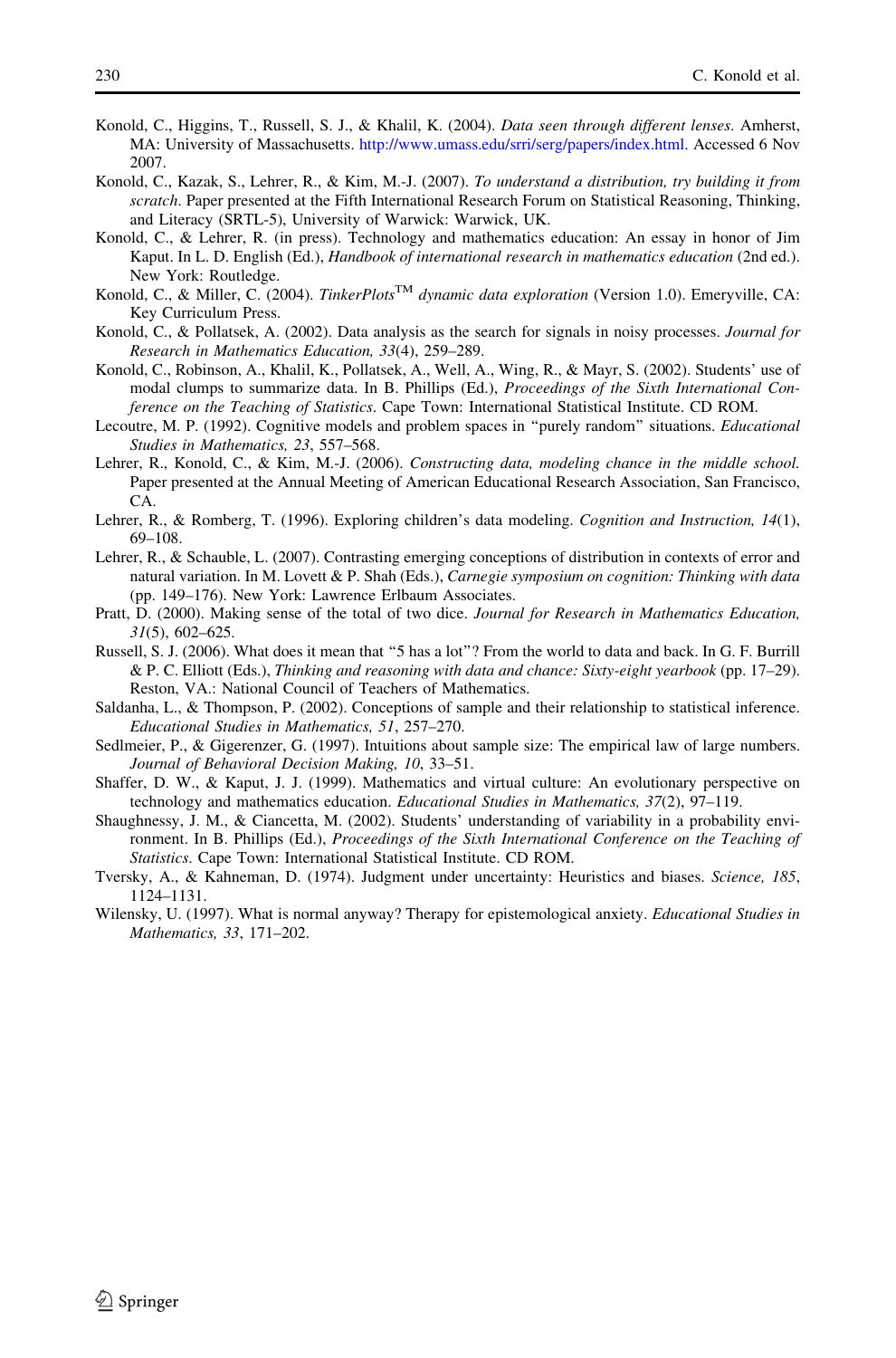Konold, C., Higgins, T., Russell, S. J., & Khalil, K. (2004). *Data seen through different lenses*. Amherst, MA: University of Massachusetts. http://www.umass.edu/srri/serg/papers/index.html. Accessed 6 Nov 2007.

Konold, C., Kazak, S., Lehrer, R., & Kim, M.-J. (2007). *To understand a distribution, try building it from scratch*. Paper presented at the Fifth International Research Forum on Statistical Reasoning, Thinking, and Literacy (SRTL-5), University of Warwick: Warwick, UK.

Konold, C., & Lehrer, R. (in press). Technology and mathematics education: An essay in honor of Jim Kaput. In L. D. English (Ed.), *Handbook of international research in mathematics education* (2nd ed.). New York: Routledge.

Konold, C., & Miller, C. (2004). *TinkerPlots™ dynamic data exploration* (Version 1.0). Emeryville, CA: Key Curriculum Press.

Konold, C., & Pollatsek, A. (2002). Data analysis as the search for signals in noisy processes. *Journal for Research in Mathematics Education, 33*(4), 259–289.

Konold, C., Robinson, A., Khalil, K., Pollatsek, A., Well, A., Wing, R., & Mayr, S. (2002). Students' use of modal clumps to summarize data. In B. Phillips (Ed.), *Proceedings of the Sixth International Conference on the Teaching of Statistics*. Cape Town: International Statistical Institute. CD ROM.

Lecoutre, M. P. (1992). Cognitive models and problem spaces in "purely random" situations. *Educational Studies in Mathematics, 23*, 557–568.

Lehrer, R., Konold, C., & Kim, M.-J. (2006). *Constructing data, modeling chance in the middle school*. Paper presented at the Annual Meeting of American Educational Research Association, San Francisco, CA.

Lehrer, R., & Romberg, T. (1996). Exploring children's data modeling. *Cognition and Instruction, 14*(1), 69–108.

Lehrer, R., & Schauble, L. (2007). Contrasting emerging conceptions of distribution in contexts of error and natural variation. In M. Lovett & P. Shah (Eds.), *Carnegie symposium on cognition: Thinking with data* (pp. 149–176). New York: Lawrence Erlbaum Associates.

Pratt, D. (2000). Making sense of the total of two dice. *Journal for Research in Mathematics Education, 31*(5), 602–625.

Russell, S. J. (2006). What does it mean that "5 has a lot"? From the world to data and back. In G. F. Burrill & P. C. Elliott (Eds.), *Thinking and reasoning with data and chance: Sixty-eight yearbook* (pp. 17–29). Reston, VA.: National Council of Teachers of Mathematics.

Saldanha, L., & Thompson, P. (2002). Conceptions of sample and their relationship to statistical inference. *Educational Studies in Mathematics, 51*, 257–270.

Sedlmeier, P., & Gigerenzer, G. (1997). Intuitions about sample size: The empirical law of large numbers. *Journal of Behavioral Decision Making, 10*, 33–51.

Shaffer, D. W., & Kaput, J. J. (1999). Mathematics and virtual culture: An evolutionary perspective on technology and mathematics education. *Educational Studies in Mathematics, 37*(2), 97–119.

Shaughnessy, J. M., & Ciancetta, M. (2002). Students' understanding of variability in a probability environment. In B. Phillips (Ed.), *Proceedings of the Sixth International Conference on the Teaching of Statistics*. Cape Town: International Statistical Institute. CD ROM.

Tversky, A., & Kahneman, D. (1974). Judgment under uncertainty: Heuristics and biases. *Science, 185*, 1124–1131.

Wilensky, U. (1997). What is normal anyway? Therapy for epistemological anxiety. *Educational Studies in Mathematics, 33*, 171–202.